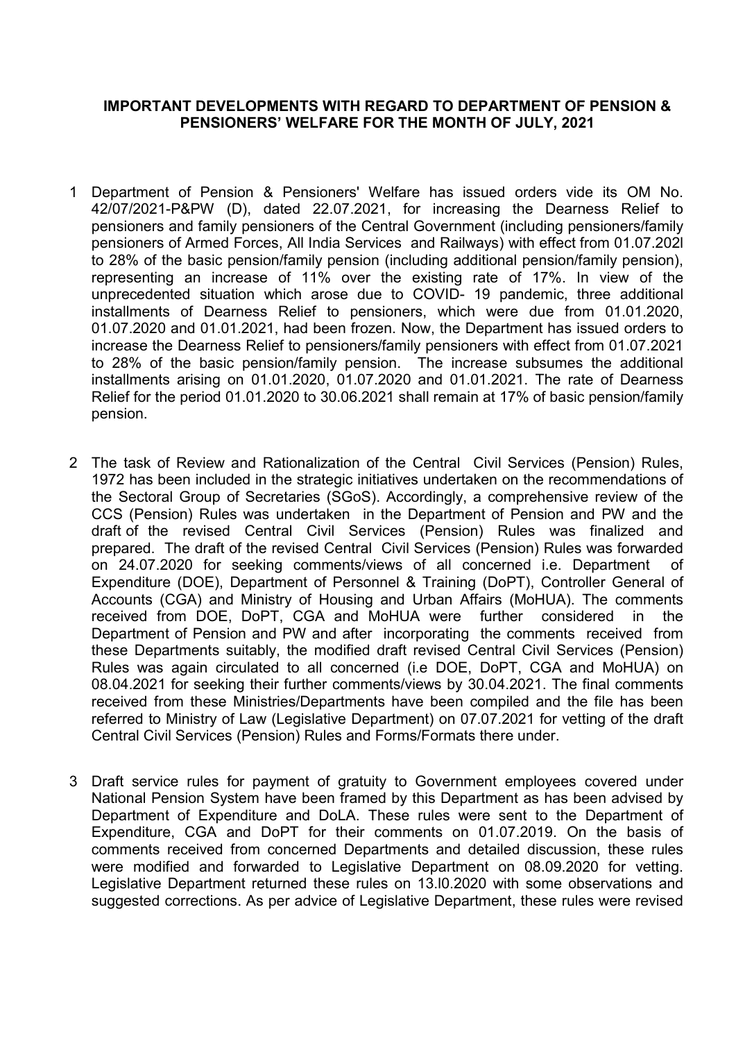**IMPORTANT DEVELOPMENTS WITH REGARD TO DEPARTMENT OF PENSION & PENSIONERS' WELFARE FOR THE MONTH OF JULY, 2021**

1. Department of Pension & Pensioners' Welfare has issued orders vide its OM No. 42/07/2021-P&PW (D), dated 22.07.2021, for increasing the Dearness Relief to pensioners and family pensioners of the Central Government (including pensioners/family pensioners of Armed Forces, All India Services and Railways) with effect from 01.07.202l to 28% of the basic pension/family pension (including additional pension/family pension), representing an increase of 11% over the existing rate of 17%. In view of the unprecedented situation which arose due to COVID- 19 pandemic, three additional installments of Dearness Relief to pensioners, which were due from 01.01.2020, 01.07.2020 and 01.01.2021, had been frozen. Now, the Department has issued orders to increase the Dearness Relief to pensioners/family pensioners with effect from 01.07.2021 to 28% of the basic pension/family pension. The increase subsumes the additional installments arising on 01.01.2020, 01.07.2020 and 01.01.2021. The rate of Dearness Relief for the period 01.01.2020 to 30.06.2021 shall remain at 17% of basic pension/family pension.

2. The task of Review and Rationalization of the Central Civil Services (Pension) Rules, 1972 has been included in the strategic initiatives undertaken on the recommendations of the Sectoral Group of Secretaries (SGoS). Accordingly, a comprehensive review of the CCS (Pension) Rules was undertaken in the Department of Pension and PW and the draft of the revised Central Civil Services (Pension) Rules was finalized and prepared. The draft of the revised Central Civil Services (Pension) Rules was forwarded on 24.07.2020 for seeking comments/views of all concerned i.e. Department of Expenditure (DOE), Department of Personnel & Training (DoPT), Controller General of Accounts (CGA) and Ministry of Housing and Urban Affairs (MoHUA). The comments received from DOE, DoPT, CGA and MoHUA were further considered in the Department of Pension and PW and after incorporating the comments received from these Departments suitably, the modified draft revised Central Civil Services (Pension) Rules was again circulated to all concerned (i.e DOE, DoPT, CGA and MoHUA) on 08.04.2021 for seeking their further comments/views by 30.04.2021. The final comments received from these Ministries/Departments have been compiled and the file has been referred to Ministry of Law (Legislative Department) on 07.07.2021 for vetting of the draft Central Civil Services (Pension) Rules and Forms/Formats there under.

3. Draft service rules for payment of gratuity to Government employees covered under National Pension System have been framed by this Department as has been advised by Department of Expenditure and DoLA. These rules were sent to the Department of Expenditure, CGA and DoPT for their comments on 01.07.2019. On the basis of comments received from concerned Departments and detailed discussion, these rules were modified and forwarded to Legislative Department on 08.09.2020 for vetting. Legislative Department returned these rules on 13.l0.2020 with some observations and suggested corrections. As per advice of Legislative Department, these rules were revised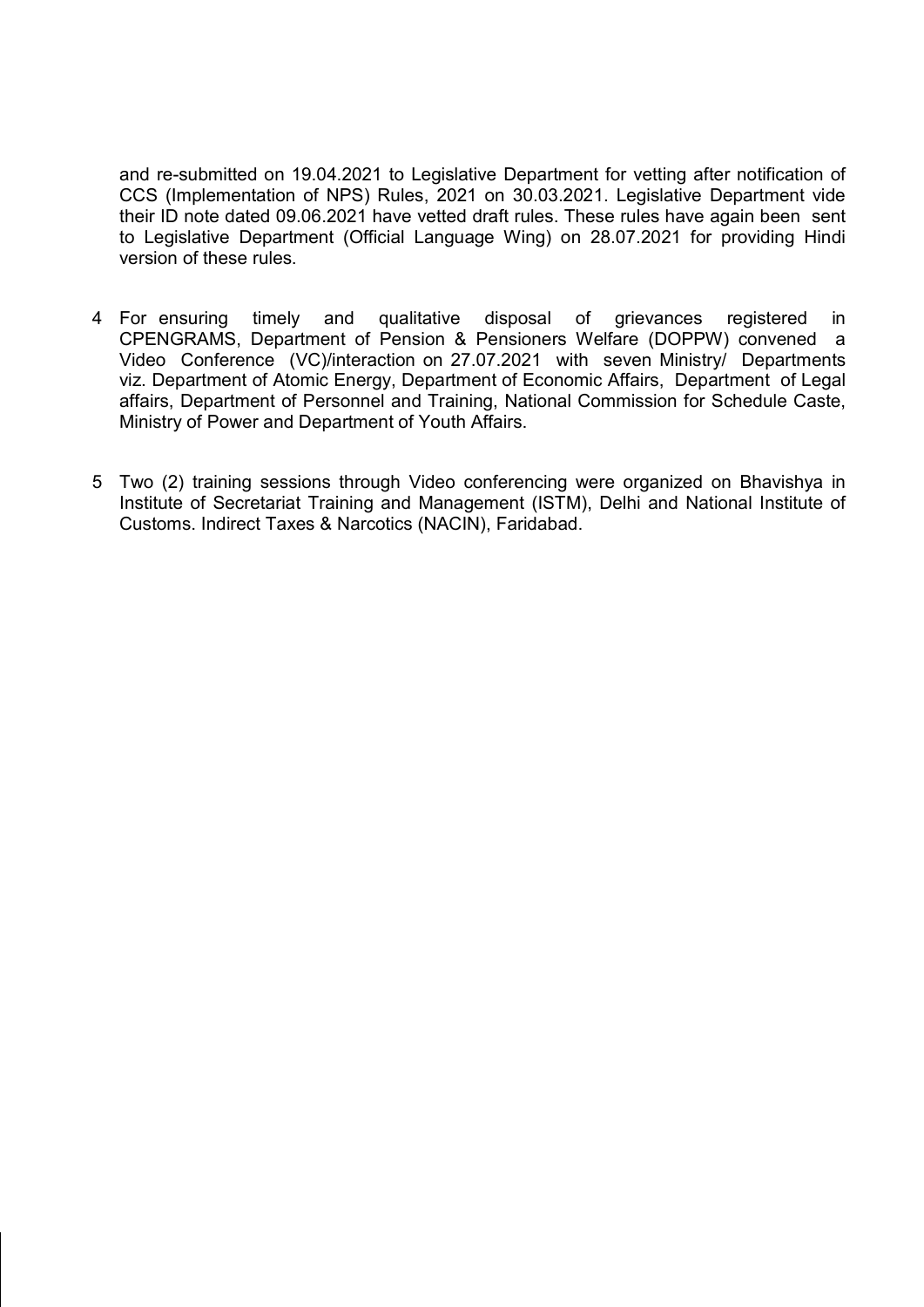and re-submitted on 19.04.2021 to Legislative Department for vetting after notification of CCS (Implementation of NPS) Rules, 2021 on 30.03.2021. Legislative Department vide their ID note dated 09.06.2021 have vetted draft rules. These rules have again been sent to Legislative Department (Official Language Wing) on 28.07.2021 for providing Hindi version of these rules.

4 For ensuring timely and qualitative disposal of grievances registered in CPENGRAMS, Department of Pension & Pensioners Welfare (DOPPW) convened a Video Conference (VC)/interaction on 27.07.2021 with seven Ministry/ Departments viz. Department of Atomic Energy, Department of Economic Affairs, Department of Legal affairs, Department of Personnel and Training, National Commission for Schedule Caste, Ministry of Power and Department of Youth Affairs.

5 Two (2) training sessions through Video conferencing were organized on Bhavishya in Institute of Secretariat Training and Management (ISTM), Delhi and National Institute of Customs. Indirect Taxes & Narcotics (NACIN), Faridabad.